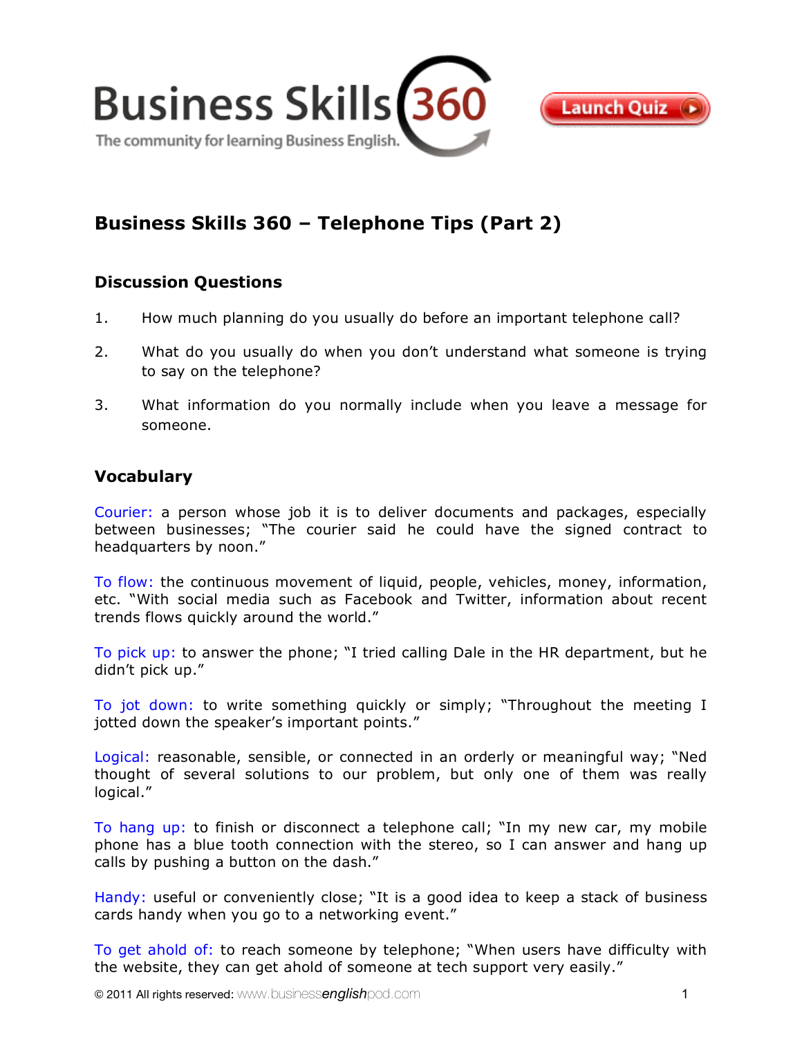# Business Skills 360 – Telephone Tips (Part 2)

## Discussion Questions

1. How much planning do you usually do before an important telephone call?
2. What do you usually do when you don't understand what someone is trying to say on the telephone?
3. What information do you normally include when you leave a message for someone.

## Vocabulary

Courier: a person whose job it is to deliver documents and packages, especially between businesses; "The courier said he could have the signed contract to headquarters by noon."

To flow: the continuous movement of liquid, people, vehicles, money, information, etc. "With social media such as Facebook and Twitter, information about recent trends flows quickly around the world."

To pick up: to answer the phone; "I tried calling Dale in the HR department, but he didn't pick up."

To jot down: to write something quickly or simply; "Throughout the meeting I jotted down the speaker's important points."

Logical: reasonable, sensible, or connected in an orderly or meaningful way; "Ned thought of several solutions to our problem, but only one of them was really logical."

To hang up: to finish or disconnect a telephone call; "In my new car, my mobile phone has a blue tooth connection with the stereo, so I can answer and hang up calls by pushing a button on the dash."

Handy: useful or conveniently close; "It is a good idea to keep a stack of business cards handy when you go to a networking event."

To get ahold of: to reach someone by telephone; "When users have difficulty with the website, they can get ahold of someone at tech support very easily."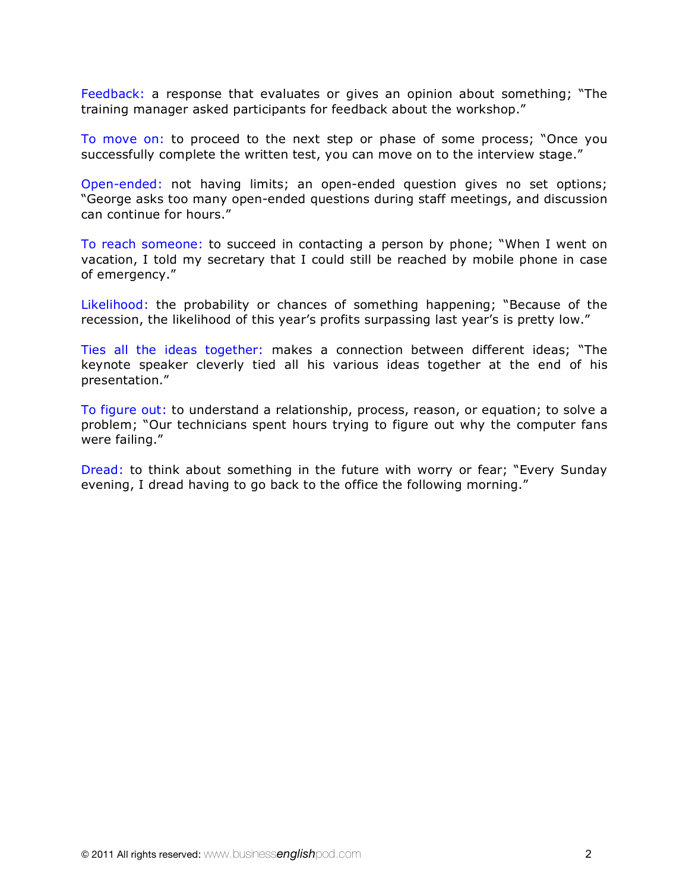Feedback: a response that evaluates or gives an opinion about something; "The training manager asked participants for feedback about the workshop."

To move on: to proceed to the next step or phase of some process; "Once you successfully complete the written test, you can move on to the interview stage."

Open-ended: not having limits; an open-ended question gives no set options; "George asks too many open-ended questions during staff meetings, and discussion can continue for hours."

To reach someone: to succeed in contacting a person by phone; "When I went on vacation, I told my secretary that I could still be reached by mobile phone in case of emergency."

Likelihood: the probability or chances of something happening; "Because of the recession, the likelihood of this year's profits surpassing last year's is pretty low."

Ties all the ideas together: makes a connection between different ideas; "The keynote speaker cleverly tied all his various ideas together at the end of his presentation."

To figure out: to understand a relationship, process, reason, or equation; to solve a problem; "Our technicians spent hours trying to figure out why the computer fans were failing."

Dread: to think about something in the future with worry or fear; "Every Sunday evening, I dread having to go back to the office the following morning."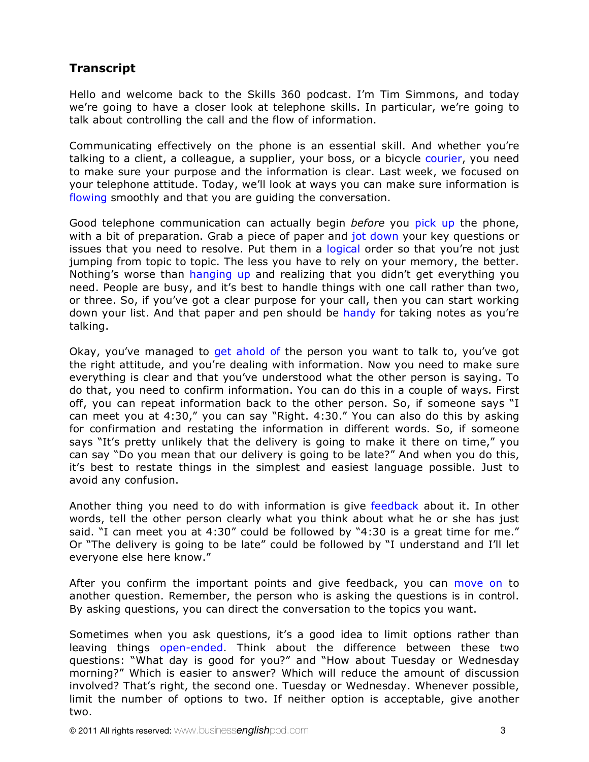## Transcript

Hello and welcome back to the Skills 360 podcast. I'm Tim Simmons, and today we're going to have a closer look at telephone skills. In particular, we're going to talk about controlling the call and the flow of information.

Communicating effectively on the phone is an essential skill. And whether you're talking to a client, a colleague, a supplier, your boss, or a bicycle courier, you need to make sure your purpose and the information is clear. Last week, we focused on your telephone attitude. Today, we'll look at ways you can make sure information is flowing smoothly and that you are guiding the conversation.

Good telephone communication can actually begin *before* you pick up the phone, with a bit of preparation. Grab a piece of paper and jot down your key questions or issues that you need to resolve. Put them in a logical order so that you're not just jumping from topic to topic. The less you have to rely on your memory, the better. Nothing's worse than hanging up and realizing that you didn't get everything you need. People are busy, and it's best to handle things with one call rather than two, or three. So, if you've got a clear purpose for your call, then you can start working down your list. And that paper and pen should be handy for taking notes as you're talking.

Okay, you've managed to get ahold of the person you want to talk to, you've got the right attitude, and you're dealing with information. Now you need to make sure everything is clear and that you've understood what the other person is saying. To do that, you need to confirm information. You can do this in a couple of ways. First off, you can repeat information back to the other person. So, if someone says "I can meet you at 4:30," you can say "Right. 4:30." You can also do this by asking for confirmation and restating the information in different words. So, if someone says "It's pretty unlikely that the delivery is going to make it there on time," you can say "Do you mean that our delivery is going to be late?" And when you do this, it's best to restate things in the simplest and easiest language possible. Just to avoid any confusion.

Another thing you need to do with information is give feedback about it. In other words, tell the other person clearly what you think about what he or she has just said. "I can meet you at 4:30" could be followed by "4:30 is a great time for me." Or "The delivery is going to be late" could be followed by "I understand and I'll let everyone else here know."

After you confirm the important points and give feedback, you can move on to another question. Remember, the person who is asking the questions is in control. By asking questions, you can direct the conversation to the topics you want.

Sometimes when you ask questions, it's a good idea to limit options rather than leaving things open-ended. Think about the difference between these two questions: "What day is good for you?" and "How about Tuesday or Wednesday morning?" Which is easier to answer? Which will reduce the amount of discussion involved? That's right, the second one. Tuesday or Wednesday. Whenever possible, limit the number of options to two. If neither option is acceptable, give another two.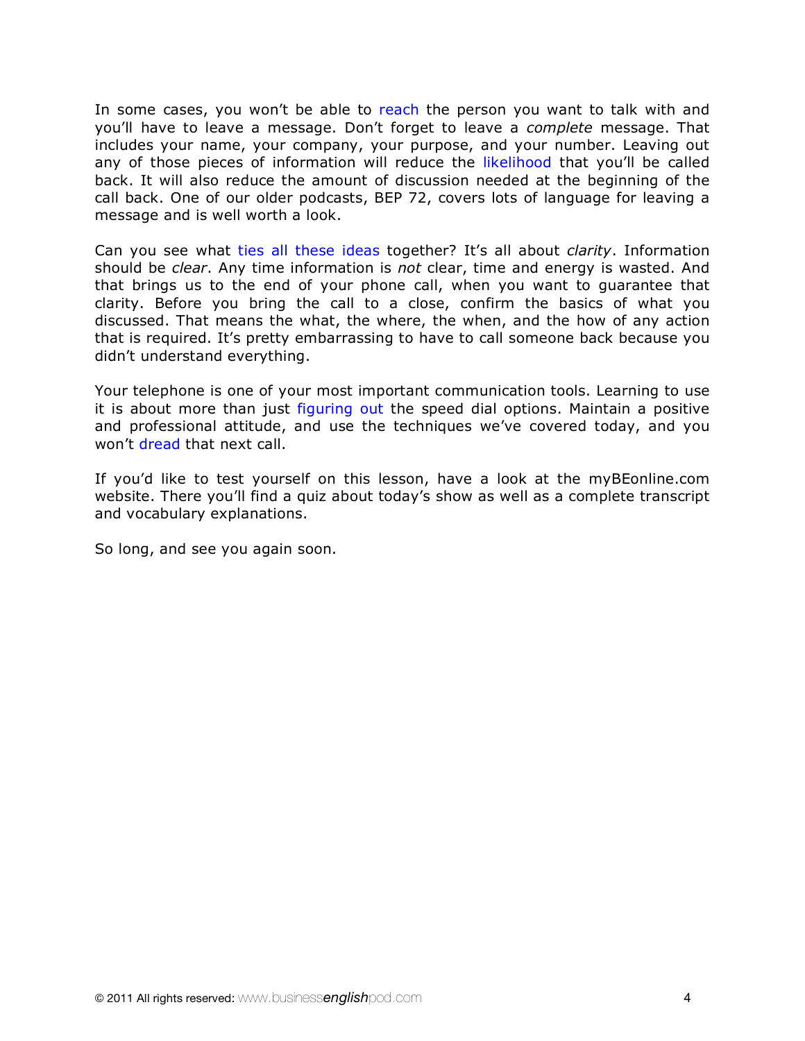In some cases, you won't be able to reach the person you want to talk with and you'll have to leave a message. Don't forget to leave a *complete* message. That includes your name, your company, your purpose, and your number. Leaving out any of those pieces of information will reduce the likelihood that you'll be called back. It will also reduce the amount of discussion needed at the beginning of the call back. One of our older podcasts, BEP 72, covers lots of language for leaving a message and is well worth a look.

Can you see what ties all these ideas together? It's all about *clarity*. Information should be *clear*. Any time information is *not* clear, time and energy is wasted. And that brings us to the end of your phone call, when you want to guarantee that clarity. Before you bring the call to a close, confirm the basics of what you discussed. That means the what, the where, the when, and the how of any action that is required. It's pretty embarrassing to have to call someone back because you didn't understand everything.

Your telephone is one of your most important communication tools. Learning to use it is about more than just figuring out the speed dial options. Maintain a positive and professional attitude, and use the techniques we've covered today, and you won't dread that next call.

If you'd like to test yourself on this lesson, have a look at the myBEonline.com website. There you'll find a quiz about today's show as well as a complete transcript and vocabulary explanations.

So long, and see you again soon.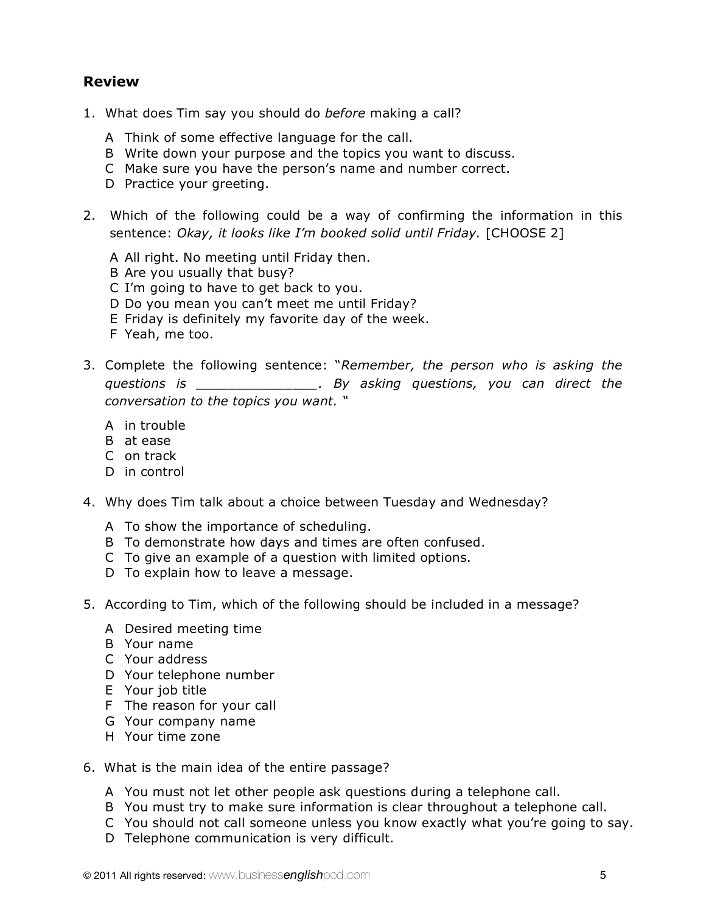## Review

1. What does Tim say you should do *before* making a call?

   A Think of some effective language for the call.
   B Write down your purpose and the topics you want to discuss.
   C Make sure you have the person's name and number correct.
   D Practice your greeting.

2. Which of the following could be a way of confirming the information in this sentence: *Okay, it looks like I'm booked solid until Friday.* [CHOOSE 2]

   A All right. No meeting until Friday then.
   B Are you usually that busy?
   C I'm going to have to get back to you.
   D Do you mean you can't meet me until Friday?
   E Friday is definitely my favorite day of the week.
   F Yeah, me too.

3. Complete the following sentence: "*Remember, the person who is asking the questions is _______________. By asking questions, you can direct the conversation to the topics you want.* "

   A in trouble
   B at ease
   C on track
   D in control

4. Why does Tim talk about a choice between Tuesday and Wednesday?

   A To show the importance of scheduling.
   B To demonstrate how days and times are often confused.
   C To give an example of a question with limited options.
   D To explain how to leave a message.

5. According to Tim, which of the following should be included in a message?

   A Desired meeting time
   B Your name
   C Your address
   D Your telephone number
   E Your job title
   F The reason for your call
   G Your company name
   H Your time zone

6. What is the main idea of the entire passage?

   A You must not let other people ask questions during a telephone call.
   B You must try to make sure information is clear throughout a telephone call.
   C You should not call someone unless you know exactly what you're going to say.
   D Telephone communication is very difficult.

© 2011 All rights reserved: www.businessenglishpod.com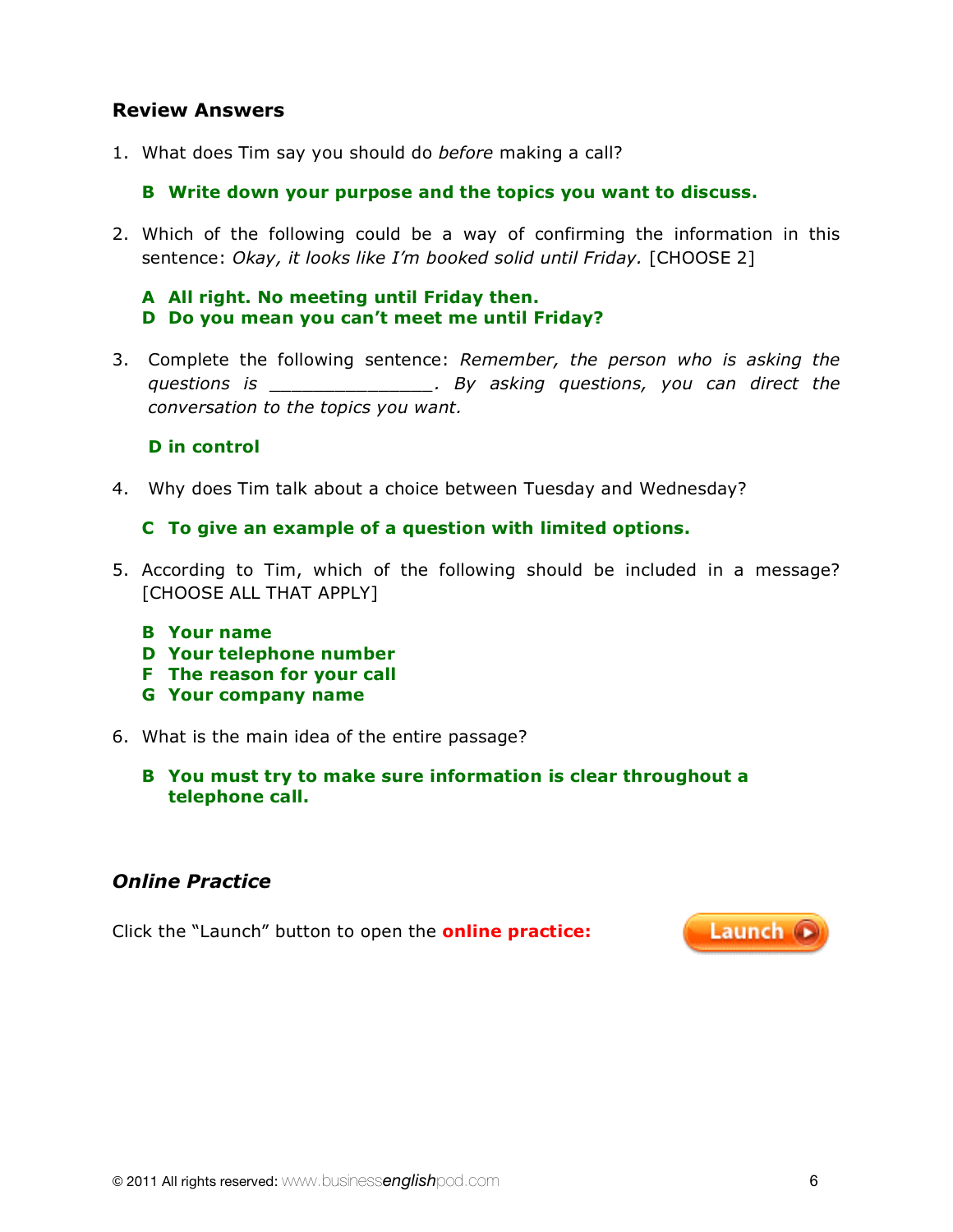## Review Answers

1. What does Tim say you should do *before* making a call?

   **B Write down your purpose and the topics you want to discuss.**

2. Which of the following could be a way of confirming the information in this sentence: *Okay, it looks like I'm booked solid until Friday.* [CHOOSE 2]

   **A All right. No meeting until Friday then.**
   **D Do you mean you can't meet me until Friday?**

3. Complete the following sentence: *Remember, the person who is asking the questions is _______________. By asking questions, you can direct the conversation to the topics you want.*

   **D in control**

4. Why does Tim talk about a choice between Tuesday and Wednesday?

   **C To give an example of a question with limited options.**

5. According to Tim, which of the following should be included in a message? [CHOOSE ALL THAT APPLY]

   **B Your name**
   **D Your telephone number**
   **F The reason for your call**
   **G Your company name**

6. What is the main idea of the entire passage?

   **B You must try to make sure information is clear throughout a telephone call.**

### *Online Practice*

Click the "Launch" button to open the **online practice:**

Launch

© 2011 All rights reserved: www.businessenglishpod.com